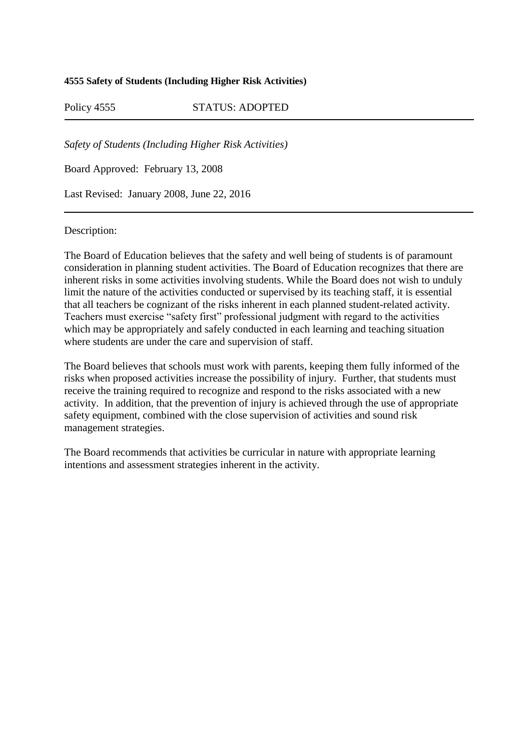**4555 Safety of Students (Including Higher Risk Activities)**

Policy 4555 STATUS: ADOPTED

---

*Safety of Students (Including Higher Risk Activities)*

Board Approved: February 13, 2008

Last Revised: January 2008, June 22, 2016

---

Description:

The Board of Education believes that the safety and well being of students is of paramount consideration in planning student activities. The Board of Education recognizes that there are inherent risks in some activities involving students. While the Board does not wish to unduly limit the nature of the activities conducted or supervised by its teaching staff, it is essential that all teachers be cognizant of the risks inherent in each planned student-related activity. Teachers must exercise "safety first" professional judgment with regard to the activities which may be appropriately and safely conducted in each learning and teaching situation where students are under the care and supervision of staff.

The Board believes that schools must work with parents, keeping them fully informed of the risks when proposed activities increase the possibility of injury. Further, that students must receive the training required to recognize and respond to the risks associated with a new activity. In addition, that the prevention of injury is achieved through the use of appropriate safety equipment, combined with the close supervision of activities and sound risk management strategies.

The Board recommends that activities be curricular in nature with appropriate learning intentions and assessment strategies inherent in the activity.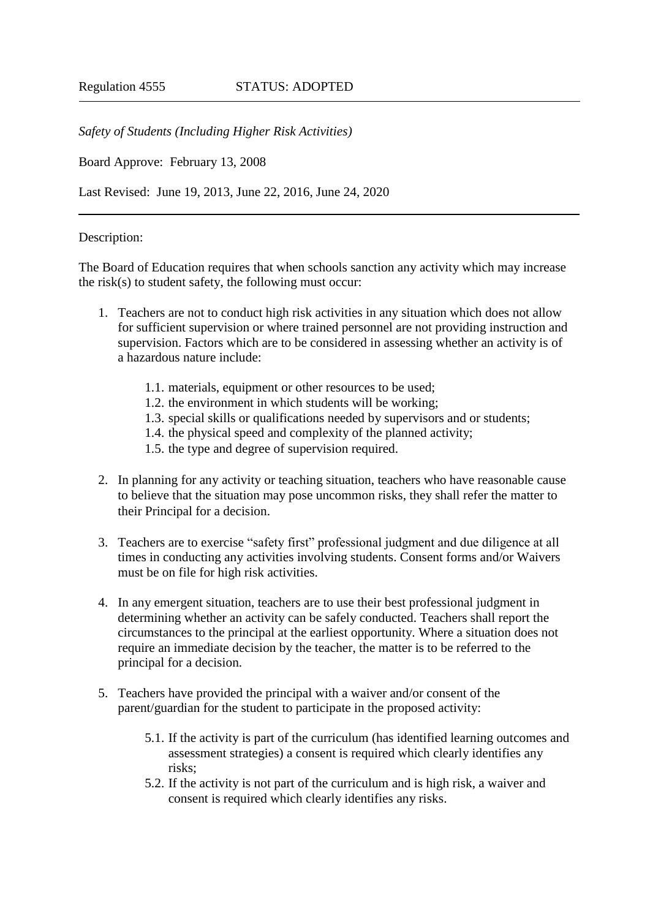Regulation 4555 STATUS: ADOPTED

---

*Safety of Students (Including Higher Risk Activities)*

Board Approve: February 13, 2008

Last Revised: June 19, 2013, June 22, 2016, June 24, 2020

---

Description:

The Board of Education requires that when schools sanction any activity which may increase the risk(s) to student safety, the following must occur:

1. Teachers are not to conduct high risk activities in any situation which does not allow for sufficient supervision or where trained personnel are not providing instruction and supervision. Factors which are to be considered in assessing whether an activity is of a hazardous nature include:
   1.1. materials, equipment or other resources to be used;
   1.2. the environment in which students will be working;
   1.3. special skills or qualifications needed by supervisors and or students;
   1.4. the physical speed and complexity of the planned activity;
   1.5. the type and degree of supervision required.
2. In planning for any activity or teaching situation, teachers who have reasonable cause to believe that the situation may pose uncommon risks, they shall refer the matter to their Principal for a decision.
3. Teachers are to exercise "safety first" professional judgment and due diligence at all times in conducting any activities involving students. Consent forms and/or Waivers must be on file for high risk activities.
4. In any emergent situation, teachers are to use their best professional judgment in determining whether an activity can be safely conducted. Teachers shall report the circumstances to the principal at the earliest opportunity. Where a situation does not require an immediate decision by the teacher, the matter is to be referred to the principal for a decision.
5. Teachers have provided the principal with a waiver and/or consent of the parent/guardian for the student to participate in the proposed activity:
   5.1. If the activity is part of the curriculum (has identified learning outcomes and assessment strategies) a consent is required which clearly identifies any risks;
   5.2. If the activity is not part of the curriculum and is high risk, a waiver and consent is required which clearly identifies any risks.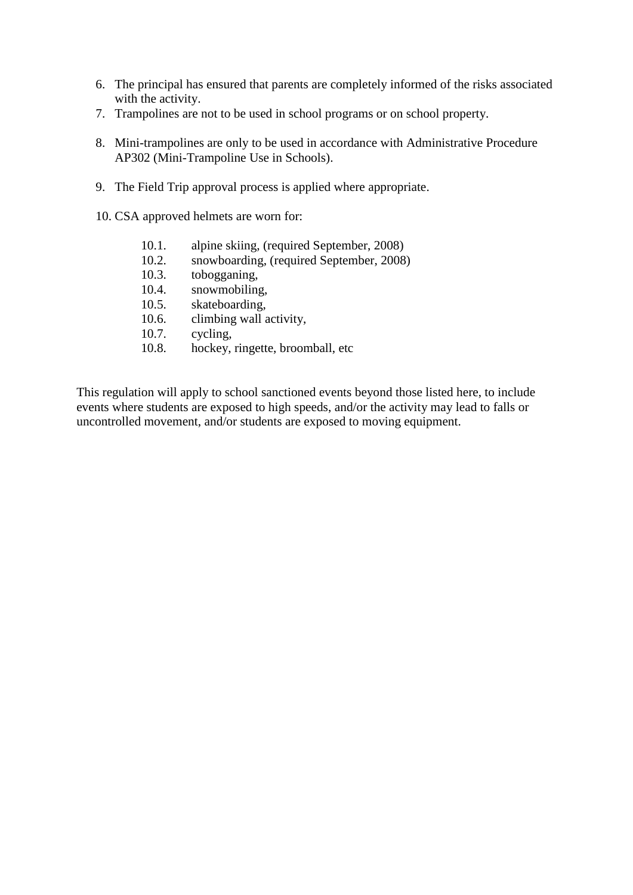6. The principal has ensured that parents are completely informed of the risks associated with the activity.
7. Trampolines are not to be used in school programs or on school property.
8. Mini-trampolines are only to be used in accordance with Administrative Procedure AP302 (Mini-Trampoline Use in Schools).
9. The Field Trip approval process is applied where appropriate.
10. CSA approved helmets are worn for:
    - 10.1. alpine skiing, (required September, 2008)
    - 10.2. snowboarding, (required September, 2008)
    - 10.3. tobogganing,
    - 10.4. snowmobiling,
    - 10.5. skateboarding,
    - 10.6. climbing wall activity,
    - 10.7. cycling,
    - 10.8. hockey, ringette, broomball, etc

This regulation will apply to school sanctioned events beyond those listed here, to include events where students are exposed to high speeds, and/or the activity may lead to falls or uncontrolled movement, and/or students are exposed to moving equipment.